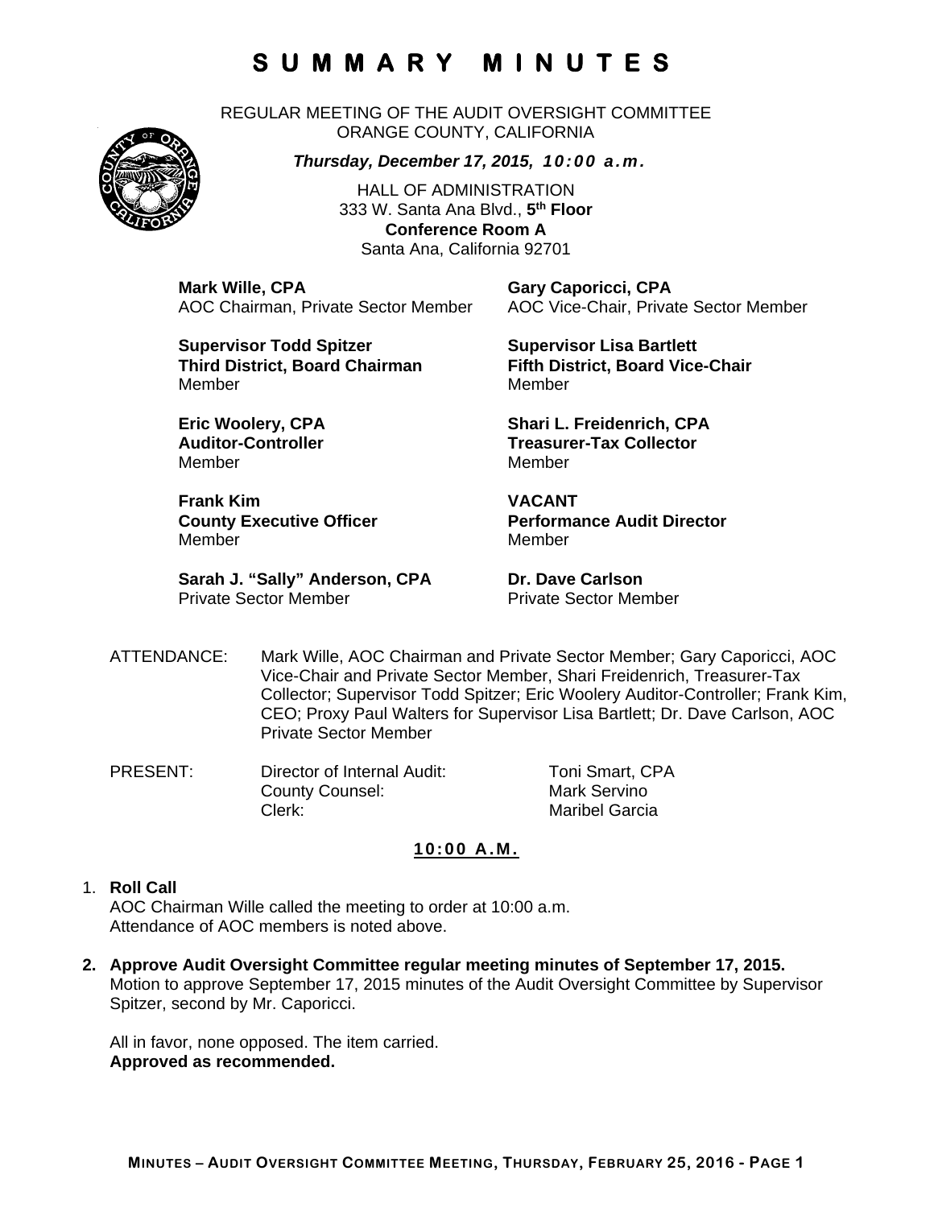# SUMMARY MINUTES

REGULAR MEETING OF THE AUDIT OVERSIGHT COMMITTEE
ORANGE COUNTY, CALIFORNIA

***Thursday, December 17, 2015, 10:00 a.m.***

HALL OF ADMINISTRATION
333 W. Santa Ana Blvd., **5th Floor**
**Conference Room A**
Santa Ana, California 92701

**Mark Wille, CPA**
AOC Chairman, Private Sector Member

**Gary Caporicci, CPA**
AOC Vice-Chair, Private Sector Member

**Supervisor Todd Spitzer**
**Third District, Board Chairman**
Member

**Supervisor Lisa Bartlett**
**Fifth District, Board Vice-Chair**
Member

**Eric Woolery, CPA**
**Auditor-Controller**
Member

**Shari L. Freidenrich, CPA**
**Treasurer-Tax Collector**
Member

**Frank Kim**
**County Executive Officer**
Member

**VACANT**
**Performance Audit Director**
Member

**Sarah J. "Sally" Anderson, CPA**
Private Sector Member

**Dr. Dave Carlson**
Private Sector Member

ATTENDANCE: Mark Wille, AOC Chairman and Private Sector Member; Gary Caporicci, AOC Vice-Chair and Private Sector Member, Shari Freidenrich, Treasurer-Tax Collector; Supervisor Todd Spitzer; Eric Woolery Auditor-Controller; Frank Kim, CEO; Proxy Paul Walters for Supervisor Lisa Bartlett; Dr. Dave Carlson, AOC Private Sector Member

PRESENT:

| | |
|---|---|
| Director of Internal Audit: | Toni Smart, CPA |
| County Counsel: | Mark Servino |
| Clerk: | Maribel Garcia |

**10:00 A.M.**

1. **Roll Call**
   AOC Chairman Wille called the meeting to order at 10:00 a.m.
   Attendance of AOC members is noted above.

2. **Approve Audit Oversight Committee regular meeting minutes of September 17, 2015.**
   Motion to approve September 17, 2015 minutes of the Audit Oversight Committee by Supervisor Spitzer, second by Mr. Caporicci.

   All in favor, none opposed. The item carried.
   **Approved as recommended.**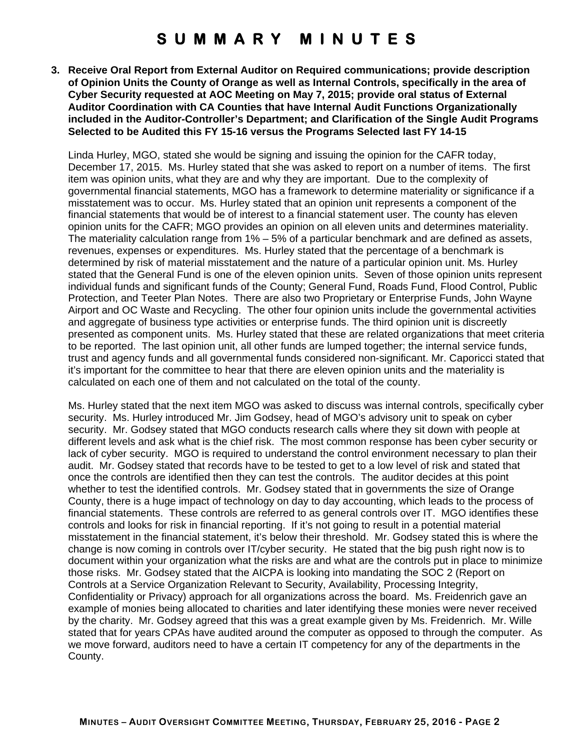# SUMMARY MINUTES

**3. Receive Oral Report from External Auditor on Required communications; provide description of Opinion Units the County of Orange as well as Internal Controls, specifically in the area of Cyber Security requested at AOC Meeting on May 7, 2015; provide oral status of External Auditor Coordination with CA Counties that have Internal Audit Functions Organizationally included in the Auditor-Controller's Department; and Clarification of the Single Audit Programs Selected to be Audited this FY 15-16 versus the Programs Selected last FY 14-15**

Linda Hurley, MGO, stated she would be signing and issuing the opinion for the CAFR today, December 17, 2015. Ms. Hurley stated that she was asked to report on a number of items. The first item was opinion units, what they are and why they are important. Due to the complexity of governmental financial statements, MGO has a framework to determine materiality or significance if a misstatement was to occur. Ms. Hurley stated that an opinion unit represents a component of the financial statements that would be of interest to a financial statement user. The county has eleven opinion units for the CAFR; MGO provides an opinion on all eleven units and determines materiality. The materiality calculation range from 1% – 5% of a particular benchmark and are defined as assets, revenues, expenses or expenditures. Ms. Hurley stated that the percentage of a benchmark is determined by risk of material misstatement and the nature of a particular opinion unit. Ms. Hurley stated that the General Fund is one of the eleven opinion units. Seven of those opinion units represent individual funds and significant funds of the County; General Fund, Roads Fund, Flood Control, Public Protection, and Teeter Plan Notes. There are also two Proprietary or Enterprise Funds, John Wayne Airport and OC Waste and Recycling. The other four opinion units include the governmental activities and aggregate of business type activities or enterprise funds. The third opinion unit is discreetly presented as component units. Ms. Hurley stated that these are related organizations that meet criteria to be reported. The last opinion unit, all other funds are lumped together; the internal service funds, trust and agency funds and all governmental funds considered non-significant. Mr. Caporicci stated that it's important for the committee to hear that there are eleven opinion units and the materiality is calculated on each one of them and not calculated on the total of the county.

Ms. Hurley stated that the next item MGO was asked to discuss was internal controls, specifically cyber security. Ms. Hurley introduced Mr. Jim Godsey, head of MGO's advisory unit to speak on cyber security. Mr. Godsey stated that MGO conducts research calls where they sit down with people at different levels and ask what is the chief risk. The most common response has been cyber security or lack of cyber security. MGO is required to understand the control environment necessary to plan their audit. Mr. Godsey stated that records have to be tested to get to a low level of risk and stated that once the controls are identified then they can test the controls. The auditor decides at this point whether to test the identified controls. Mr. Godsey stated that in governments the size of Orange County, there is a huge impact of technology on day to day accounting, which leads to the process of financial statements. These controls are referred to as general controls over IT. MGO identifies these controls and looks for risk in financial reporting. If it's not going to result in a potential material misstatement in the financial statement, it's below their threshold. Mr. Godsey stated this is where the change is now coming in controls over IT/cyber security. He stated that the big push right now is to document within your organization what the risks are and what are the controls put in place to minimize those risks. Mr. Godsey stated that the AICPA is looking into mandating the SOC 2 (Report on Controls at a Service Organization Relevant to Security, Availability, Processing Integrity, Confidentiality or Privacy) approach for all organizations across the board. Ms. Freidenrich gave an example of monies being allocated to charities and later identifying these monies were never received by the charity. Mr. Godsey agreed that this was a great example given by Ms. Freidenrich. Mr. Wille stated that for years CPAs have audited around the computer as opposed to through the computer. As we move forward, auditors need to have a certain IT competency for any of the departments in the County.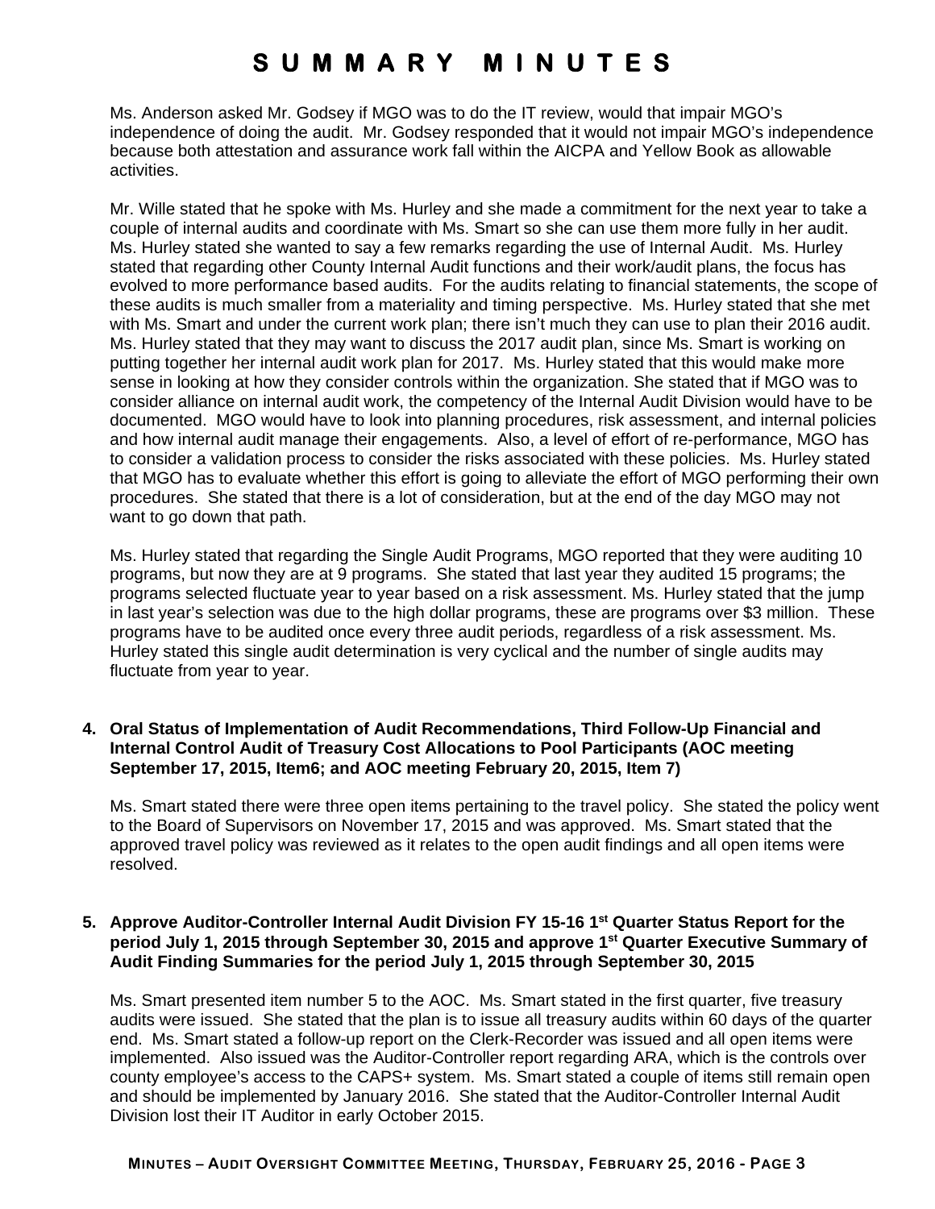Ms. Anderson asked Mr. Godsey if MGO was to do the IT review, would that impair MGO's independence of doing the audit. Mr. Godsey responded that it would not impair MGO's independence because both attestation and assurance work fall within the AICPA and Yellow Book as allowable activities.

Mr. Wille stated that he spoke with Ms. Hurley and she made a commitment for the next year to take a couple of internal audits and coordinate with Ms. Smart so she can use them more fully in her audit. Ms. Hurley stated she wanted to say a few remarks regarding the use of Internal Audit. Ms. Hurley stated that regarding other County Internal Audit functions and their work/audit plans, the focus has evolved to more performance based audits. For the audits relating to financial statements, the scope of these audits is much smaller from a materiality and timing perspective. Ms. Hurley stated that she met with Ms. Smart and under the current work plan; there isn't much they can use to plan their 2016 audit. Ms. Hurley stated that they may want to discuss the 2017 audit plan, since Ms. Smart is working on putting together her internal audit work plan for 2017. Ms. Hurley stated that this would make more sense in looking at how they consider controls within the organization. She stated that if MGO was to consider alliance on internal audit work, the competency of the Internal Audit Division would have to be documented. MGO would have to look into planning procedures, risk assessment, and internal policies and how internal audit manage their engagements. Also, a level of effort of re-performance, MGO has to consider a validation process to consider the risks associated with these policies. Ms. Hurley stated that MGO has to evaluate whether this effort is going to alleviate the effort of MGO performing their own procedures. She stated that there is a lot of consideration, but at the end of the day MGO may not want to go down that path.

Ms. Hurley stated that regarding the Single Audit Programs, MGO reported that they were auditing 10 programs, but now they are at 9 programs. She stated that last year they audited 15 programs; the programs selected fluctuate year to year based on a risk assessment. Ms. Hurley stated that the jump in last year's selection was due to the high dollar programs, these are programs over $3 million. These programs have to be audited once every three audit periods, regardless of a risk assessment. Ms. Hurley stated this single audit determination is very cyclical and the number of single audits may fluctuate from year to year.

**4. Oral Status of Implementation of Audit Recommendations, Third Follow-Up Financial and Internal Control Audit of Treasury Cost Allocations to Pool Participants (AOC meeting September 17, 2015, Item6; and AOC meeting February 20, 2015, Item 7)**

Ms. Smart stated there were three open items pertaining to the travel policy. She stated the policy went to the Board of Supervisors on November 17, 2015 and was approved. Ms. Smart stated that the approved travel policy was reviewed as it relates to the open audit findings and all open items were resolved.

**5. Approve Auditor-Controller Internal Audit Division FY 15-16 1st Quarter Status Report for the period July 1, 2015 through September 30, 2015 and approve 1st Quarter Executive Summary of Audit Finding Summaries for the period July 1, 2015 through September 30, 2015**

Ms. Smart presented item number 5 to the AOC. Ms. Smart stated in the first quarter, five treasury audits were issued. She stated that the plan is to issue all treasury audits within 60 days of the quarter end. Ms. Smart stated a follow-up report on the Clerk-Recorder was issued and all open items were implemented. Also issued was the Auditor-Controller report regarding ARA, which is the controls over county employee's access to the CAPS+ system. Ms. Smart stated a couple of items still remain open and should be implemented by January 2016. She stated that the Auditor-Controller Internal Audit Division lost their IT Auditor in early October 2015.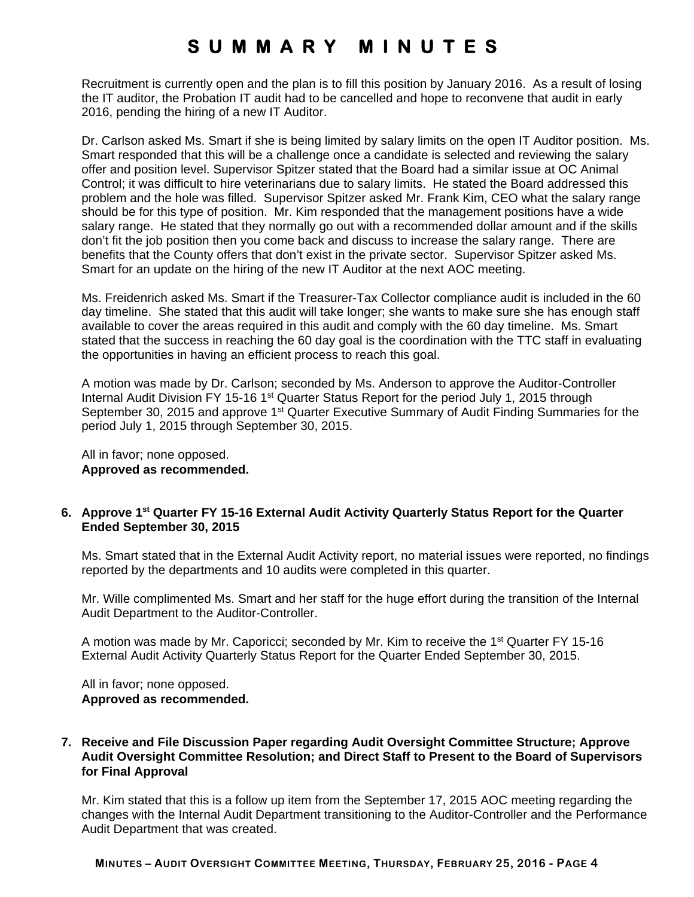Recruitment is currently open and the plan is to fill this position by January 2016. As a result of losing the IT auditor, the Probation IT audit had to be cancelled and hope to reconvene that audit in early 2016, pending the hiring of a new IT Auditor.

Dr. Carlson asked Ms. Smart if she is being limited by salary limits on the open IT Auditor position. Ms. Smart responded that this will be a challenge once a candidate is selected and reviewing the salary offer and position level. Supervisor Spitzer stated that the Board had a similar issue at OC Animal Control; it was difficult to hire veterinarians due to salary limits. He stated the Board addressed this problem and the hole was filled. Supervisor Spitzer asked Mr. Frank Kim, CEO what the salary range should be for this type of position. Mr. Kim responded that the management positions have a wide salary range. He stated that they normally go out with a recommended dollar amount and if the skills don't fit the job position then you come back and discuss to increase the salary range. There are benefits that the County offers that don't exist in the private sector. Supervisor Spitzer asked Ms. Smart for an update on the hiring of the new IT Auditor at the next AOC meeting.

Ms. Freidenrich asked Ms. Smart if the Treasurer-Tax Collector compliance audit is included in the 60 day timeline. She stated that this audit will take longer; she wants to make sure she has enough staff available to cover the areas required in this audit and comply with the 60 day timeline. Ms. Smart stated that the success in reaching the 60 day goal is the coordination with the TTC staff in evaluating the opportunities in having an efficient process to reach this goal.

A motion was made by Dr. Carlson; seconded by Ms. Anderson to approve the Auditor-Controller Internal Audit Division FY 15-16 1st Quarter Status Report for the period July 1, 2015 through September 30, 2015 and approve 1st Quarter Executive Summary of Audit Finding Summaries for the period July 1, 2015 through September 30, 2015.

All in favor; none opposed.
**Approved as recommended.**

**6. Approve 1st Quarter FY 15-16 External Audit Activity Quarterly Status Report for the Quarter Ended September 30, 2015**

Ms. Smart stated that in the External Audit Activity report, no material issues were reported, no findings reported by the departments and 10 audits were completed in this quarter.

Mr. Wille complimented Ms. Smart and her staff for the huge effort during the transition of the Internal Audit Department to the Auditor-Controller.

A motion was made by Mr. Caporicci; seconded by Mr. Kim to receive the 1st Quarter FY 15-16 External Audit Activity Quarterly Status Report for the Quarter Ended September 30, 2015.

All in favor; none opposed.
**Approved as recommended.**

**7. Receive and File Discussion Paper regarding Audit Oversight Committee Structure; Approve Audit Oversight Committee Resolution; and Direct Staff to Present to the Board of Supervisors for Final Approval**

Mr. Kim stated that this is a follow up item from the September 17, 2015 AOC meeting regarding the changes with the Internal Audit Department transitioning to the Auditor-Controller and the Performance Audit Department that was created.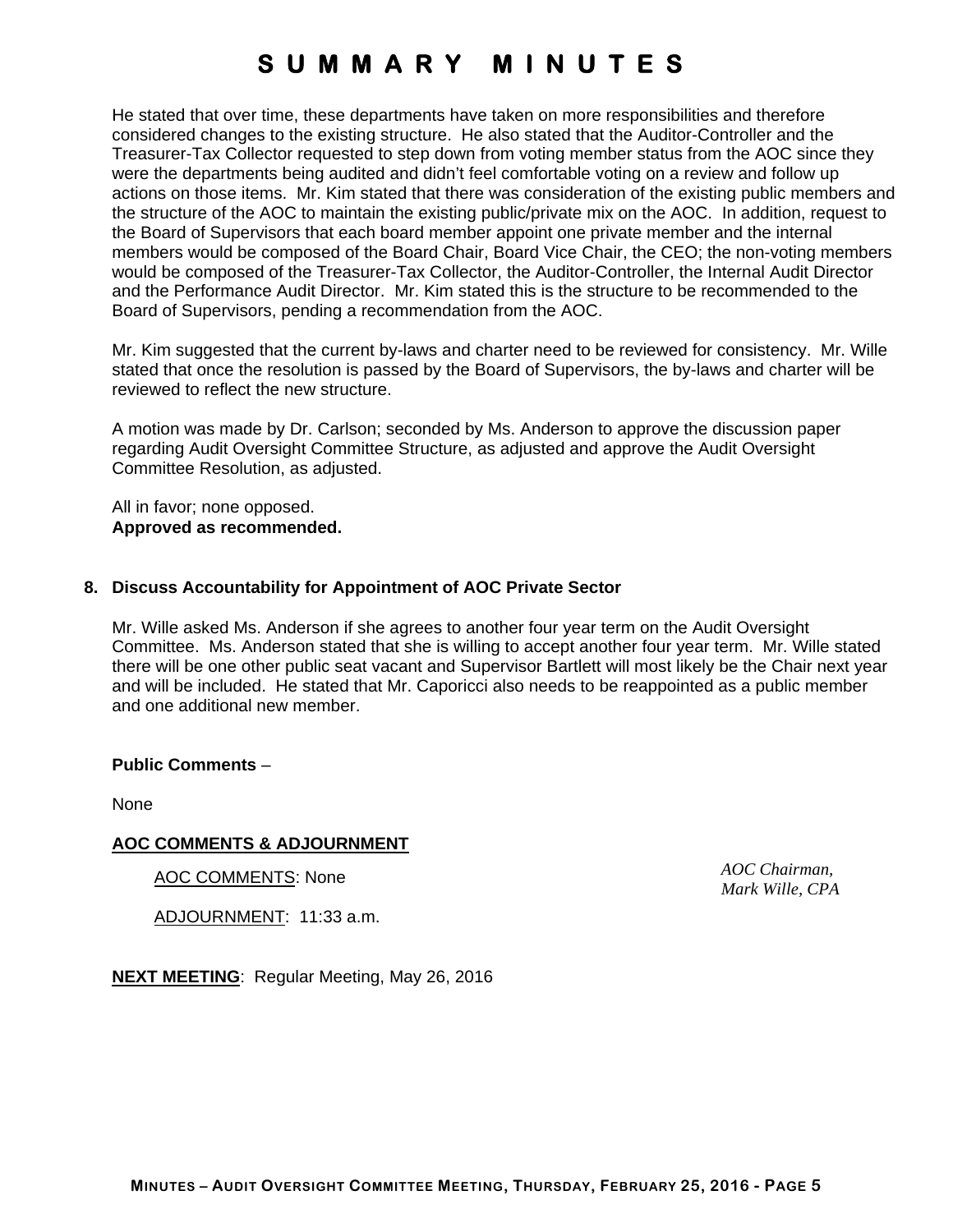He stated that over time, these departments have taken on more responsibilities and therefore considered changes to the existing structure. He also stated that the Auditor-Controller and the Treasurer-Tax Collector requested to step down from voting member status from the AOC since they were the departments being audited and didn't feel comfortable voting on a review and follow up actions on those items. Mr. Kim stated that there was consideration of the existing public members and the structure of the AOC to maintain the existing public/private mix on the AOC. In addition, request to the Board of Supervisors that each board member appoint one private member and the internal members would be composed of the Board Chair, Board Vice Chair, the CEO; the non-voting members would be composed of the Treasurer-Tax Collector, the Auditor-Controller, the Internal Audit Director and the Performance Audit Director. Mr. Kim stated this is the structure to be recommended to the Board of Supervisors, pending a recommendation from the AOC.

Mr. Kim suggested that the current by-laws and charter need to be reviewed for consistency. Mr. Wille stated that once the resolution is passed by the Board of Supervisors, the by-laws and charter will be reviewed to reflect the new structure.

A motion was made by Dr. Carlson; seconded by Ms. Anderson to approve the discussion paper regarding Audit Oversight Committee Structure, as adjusted and approve the Audit Oversight Committee Resolution, as adjusted.

All in favor; none opposed.
**Approved as recommended.**

**8. Discuss Accountability for Appointment of AOC Private Sector**

Mr. Wille asked Ms. Anderson if she agrees to another four year term on the Audit Oversight Committee. Ms. Anderson stated that she is willing to accept another four year term. Mr. Wille stated there will be one other public seat vacant and Supervisor Bartlett will most likely be the Chair next year and will be included. He stated that Mr. Caporicci also needs to be reappointed as a public member and one additional new member.

**Public Comments** –

None

**AOC COMMENTS & ADJOURNMENT**

AOC COMMENTS: None

ADJOURNMENT: 11:33 a.m.

*AOC Chairman,*
*Mark Wille, CPA*

**NEXT MEETING**: Regular Meeting, May 26, 2016